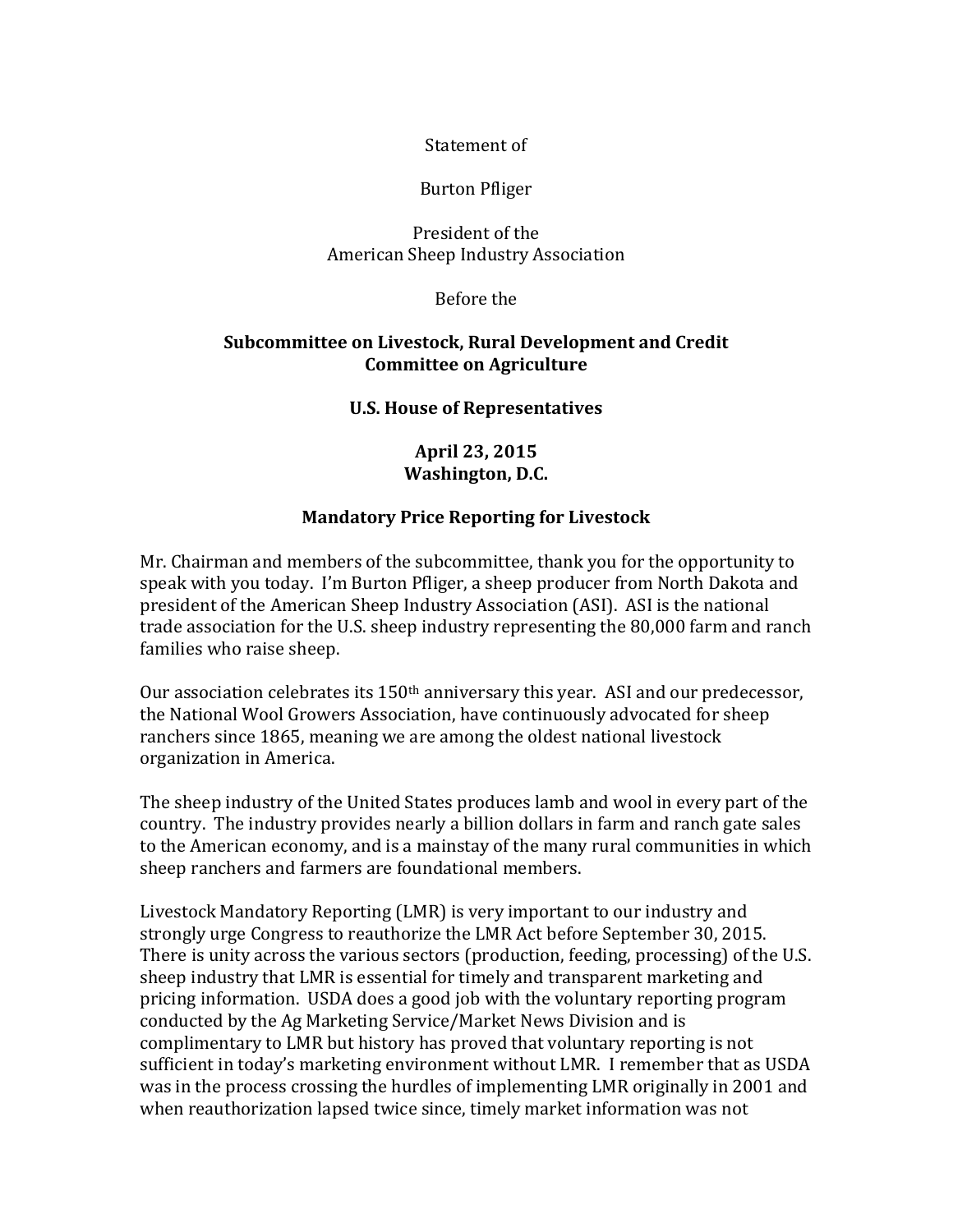Statement of

Burton Pfliger

President of the
American Sheep Industry Association

Before the

**Subcommittee on Livestock, Rural Development and Credit**
**Committee on Agriculture**

**U.S. House of Representatives**

**April 23, 2015**
**Washington, D.C.**

## Mandatory Price Reporting for Livestock

Mr. Chairman and members of the subcommittee, thank you for the opportunity to speak with you today. I'm Burton Pfliger, a sheep producer from North Dakota and president of the American Sheep Industry Association (ASI). ASI is the national trade association for the U.S. sheep industry representing the 80,000 farm and ranch families who raise sheep.

Our association celebrates its 150th anniversary this year. ASI and our predecessor, the National Wool Growers Association, have continuously advocated for sheep ranchers since 1865, meaning we are among the oldest national livestock organization in America.

The sheep industry of the United States produces lamb and wool in every part of the country. The industry provides nearly a billion dollars in farm and ranch gate sales to the American economy, and is a mainstay of the many rural communities in which sheep ranchers and farmers are foundational members.

Livestock Mandatory Reporting (LMR) is very important to our industry and strongly urge Congress to reauthorize the LMR Act before September 30, 2015. There is unity across the various sectors (production, feeding, processing) of the U.S. sheep industry that LMR is essential for timely and transparent marketing and pricing information. USDA does a good job with the voluntary reporting program conducted by the Ag Marketing Service/Market News Division and is complimentary to LMR but history has proved that voluntary reporting is not sufficient in today's marketing environment without LMR. I remember that as USDA was in the process crossing the hurdles of implementing LMR originally in 2001 and when reauthorization lapsed twice since, timely market information was not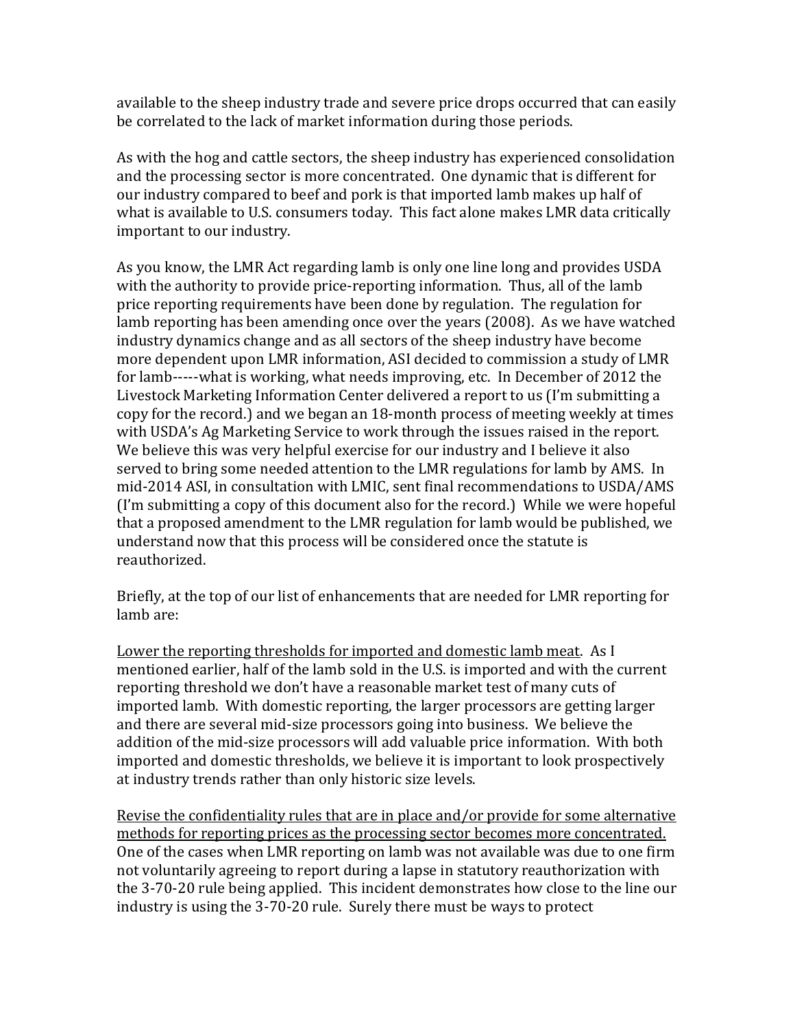available to the sheep industry trade and severe price drops occurred that can easily be correlated to the lack of market information during those periods.

As with the hog and cattle sectors, the sheep industry has experienced consolidation and the processing sector is more concentrated. One dynamic that is different for our industry compared to beef and pork is that imported lamb makes up half of what is available to U.S. consumers today. This fact alone makes LMR data critically important to our industry.

As you know, the LMR Act regarding lamb is only one line long and provides USDA with the authority to provide price-reporting information. Thus, all of the lamb price reporting requirements have been done by regulation. The regulation for lamb reporting has been amending once over the years (2008). As we have watched industry dynamics change and as all sectors of the sheep industry have become more dependent upon LMR information, ASI decided to commission a study of LMR for lamb-----what is working, what needs improving, etc. In December of 2012 the Livestock Marketing Information Center delivered a report to us (I'm submitting a copy for the record.) and we began an 18-month process of meeting weekly at times with USDA's Ag Marketing Service to work through the issues raised in the report. We believe this was very helpful exercise for our industry and I believe it also served to bring some needed attention to the LMR regulations for lamb by AMS. In mid-2014 ASI, in consultation with LMIC, sent final recommendations to USDA/AMS (I'm submitting a copy of this document also for the record.) While we were hopeful that a proposed amendment to the LMR regulation for lamb would be published, we understand now that this process will be considered once the statute is reauthorized.

Briefly, at the top of our list of enhancements that are needed for LMR reporting for lamb are:

<u>Lower the reporting thresholds for imported and domestic lamb meat</u>. As I mentioned earlier, half of the lamb sold in the U.S. is imported and with the current reporting threshold we don't have a reasonable market test of many cuts of imported lamb. With domestic reporting, the larger processors are getting larger and there are several mid-size processors going into business. We believe the addition of the mid-size processors will add valuable price information. With both imported and domestic thresholds, we believe it is important to look prospectively at industry trends rather than only historic size levels.

<u>Revise the confidentiality rules that are in place and/or provide for some alternative methods for reporting prices as the processing sector becomes more concentrated.</u> One of the cases when LMR reporting on lamb was not available was due to one firm not voluntarily agreeing to report during a lapse in statutory reauthorization with the 3-70-20 rule being applied. This incident demonstrates how close to the line our industry is using the 3-70-20 rule. Surely there must be ways to protect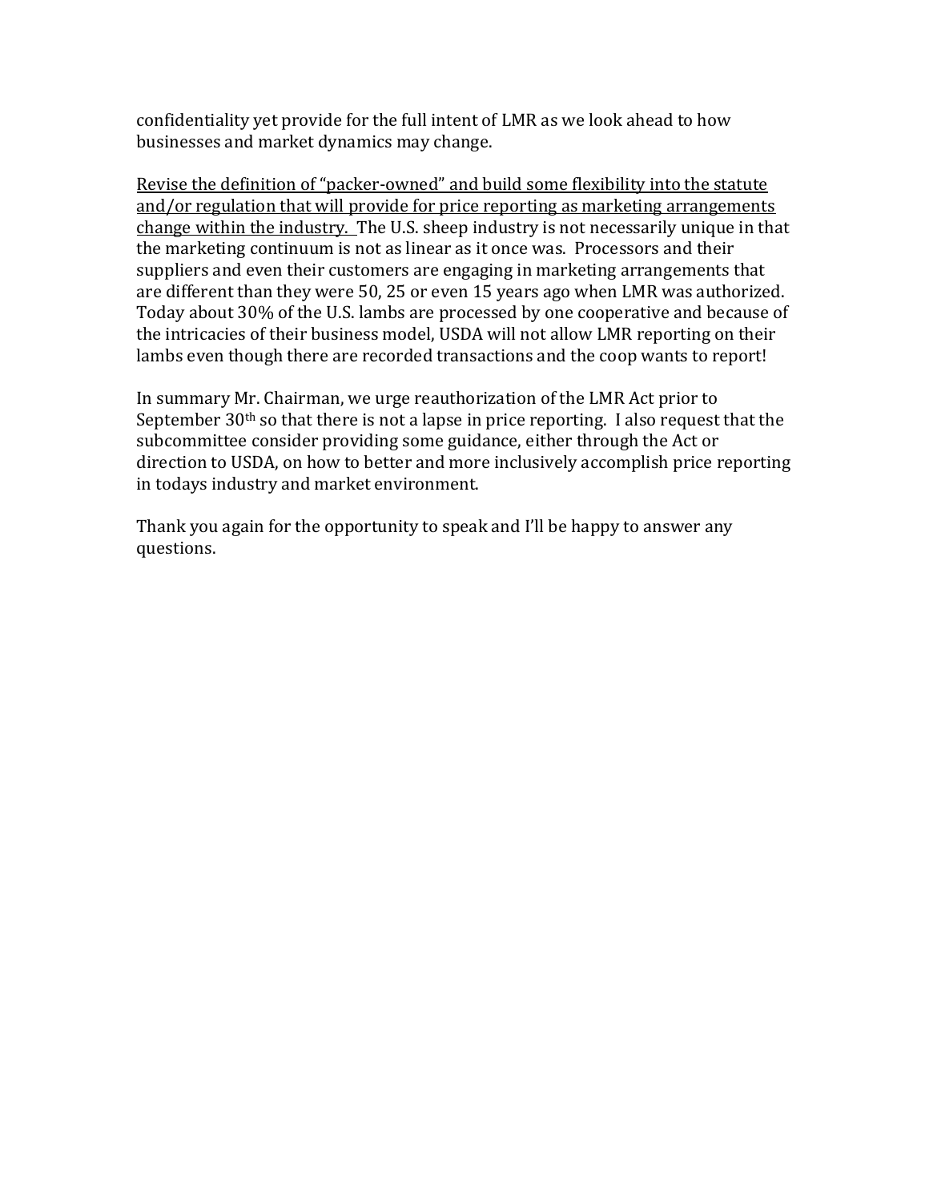confidentiality yet provide for the full intent of LMR as we look ahead to how businesses and market dynamics may change.

<u>Revise the definition of "packer-owned" and build some flexibility into the statute and/or regulation that will provide for price reporting as marketing arrangements change within the industry.</u> The U.S. sheep industry is not necessarily unique in that the marketing continuum is not as linear as it once was. Processors and their suppliers and even their customers are engaging in marketing arrangements that are different than they were 50, 25 or even 15 years ago when LMR was authorized. Today about 30% of the U.S. lambs are processed by one cooperative and because of the intricacies of their business model, USDA will not allow LMR reporting on their lambs even though there are recorded transactions and the coop wants to report!

In summary Mr. Chairman, we urge reauthorization of the LMR Act prior to September 30th so that there is not a lapse in price reporting. I also request that the subcommittee consider providing some guidance, either through the Act or direction to USDA, on how to better and more inclusively accomplish price reporting in todays industry and market environment.

Thank you again for the opportunity to speak and I'll be happy to answer any questions.